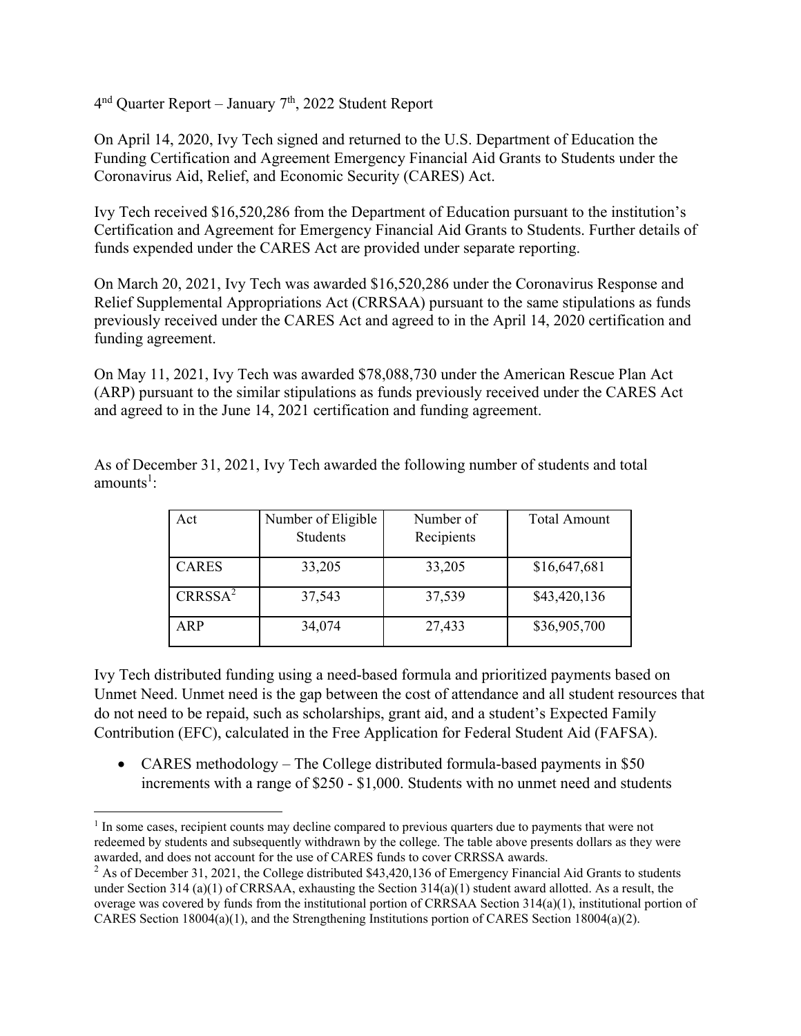4th Quarter Report – January 7th, 2022 Student Report

On April 14, 2020, Ivy Tech signed and returned to the U.S. Department of Education the Funding Certification and Agreement Emergency Financial Aid Grants to Students under the Coronavirus Aid, Relief, and Economic Security (CARES) Act.

Ivy Tech received $16,520,286 from the Department of Education pursuant to the institution's Certification and Agreement for Emergency Financial Aid Grants to Students. Further details of funds expended under the CARES Act are provided under separate reporting.

On March 20, 2021, Ivy Tech was awarded $16,520,286 under the Coronavirus Response and Relief Supplemental Appropriations Act (CRRSAA) pursuant to the same stipulations as funds previously received under the CARES Act and agreed to in the April 14, 2020 certification and funding agreement.

On May 11, 2021, Ivy Tech was awarded $78,088,730 under the American Rescue Plan Act (ARP) pursuant to the similar stipulations as funds previously received under the CARES Act and agreed to in the June 14, 2021 certification and funding agreement.

As of December 31, 2021, Ivy Tech awarded the following number of students and total amounts[1]:

| Act | Number of Eligible Students | Number of Recipients | Total Amount |
|---|---|---|---|
| CARES | 33,205 | 33,205 | $16,647,681 |
| CRRSSA[2] | 37,543 | 37,539 | $43,420,136 |
| ARP | 34,074 | 27,433 | $36,905,700 |

Ivy Tech distributed funding using a need-based formula and prioritized payments based on Unmet Need. Unmet need is the gap between the cost of attendance and all student resources that do not need to be repaid, such as scholarships, grant aid, and a student's Expected Family Contribution (EFC), calculated in the Free Application for Federal Student Aid (FAFSA).

- CARES methodology – The College distributed formula-based payments in $50 increments with a range of $250 - $1,000. Students with no unmet need and students

[1] In some cases, recipient counts may decline compared to previous quarters due to payments that were not redeemed by students and subsequently withdrawn by the college. The table above presents dollars as they were awarded, and does not account for the use of CARES funds to cover CRRSSA awards.

[2] As of December 31, 2021, the College distributed $43,420,136 of Emergency Financial Aid Grants to students under Section 314 (a)(1) of CRRSAA, exhausting the Section 314(a)(1) student award allotted. As a result, the overage was covered by funds from the institutional portion of CRRSAA Section 314(a)(1), institutional portion of CARES Section 18004(a)(1), and the Strengthening Institutions portion of CARES Section 18004(a)(2).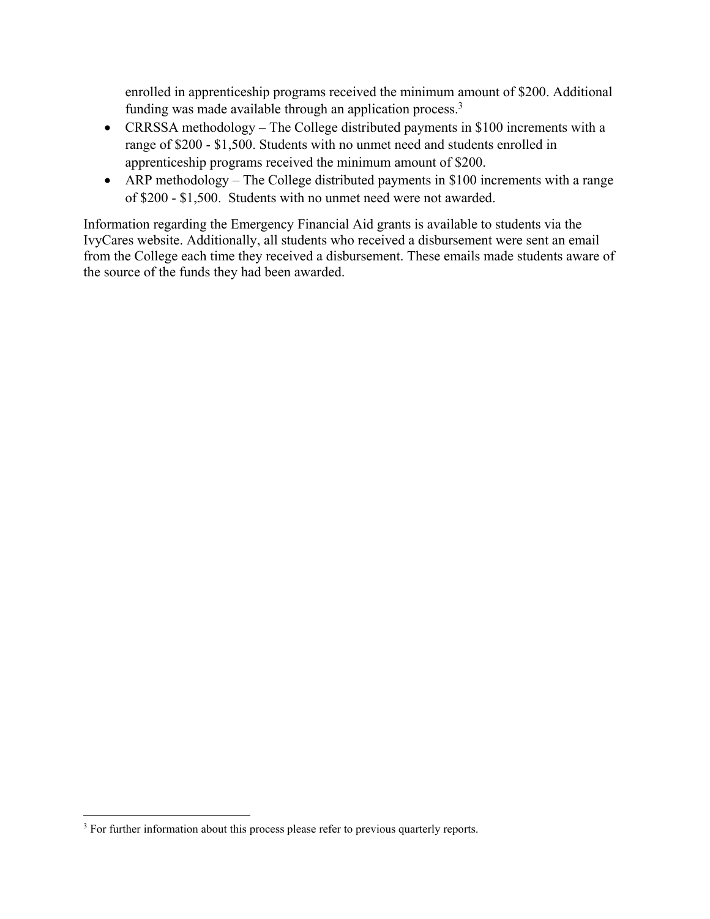enrolled in apprenticeship programs received the minimum amount of $200. Additional funding was made available through an application process.[3]

- CRRSSA methodology – The College distributed payments in $100 increments with a range of $200 - $1,500. Students with no unmet need and students enrolled in apprenticeship programs received the minimum amount of $200.
- ARP methodology – The College distributed payments in $100 increments with a range of $200 - $1,500. Students with no unmet need were not awarded.

Information regarding the Emergency Financial Aid grants is available to students via the IvyCares website. Additionally, all students who received a disbursement were sent an email from the College each time they received a disbursement. These emails made students aware of the source of the funds they had been awarded.

[3] For further information about this process please refer to previous quarterly reports.